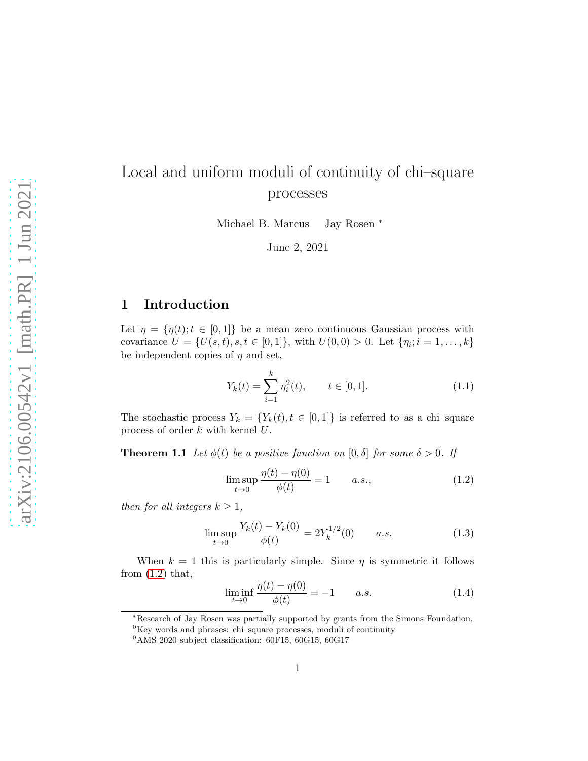# Local and uniform moduli of continuity of chi–square processes

Michael B. Marcus     Jay Rosen *

June 2, 2021

## 1 Introduction

Let $\eta = \{\eta(t); t \in [0,1]\}$ be a mean zero continuous Gaussian process with covariance $U = \{U(s,t), s,t \in [0,1]\}$, with $U(0,0) > 0$. Let $\{\eta_i; i = 1,\ldots,k\}$ be independent copies of $\eta$ and set,

$$Y_k(t) = \sum_{i=1}^{k} \eta_i^2(t), \qquad t \in [0,1]. \tag{1.1}$$

The stochastic process $Y_k = \{Y_k(t), t \in [0,1]\}$ is referred to as a chi–square process of order $k$ with kernel $U$.

**Theorem 1.1** *Let $\phi(t)$ be a positive function on $[0,\delta]$ for some $\delta > 0$. If*

$$\limsup_{t \to 0} \frac{\eta(t) - \eta(0)}{\phi(t)} = 1 \qquad a.s., \tag{1.2}$$

*then for all integers $k \geq 1$,*

$$\limsup_{t \to 0} \frac{Y_k(t) - Y_k(0)}{\phi(t)} = 2Y_k^{1/2}(0) \qquad a.s. \tag{1.3}$$

When $k = 1$ this is particularly simple. Since $\eta$ is symmetric it follows from (1.2) that,

$$\liminf_{t \to 0} \frac{\eta(t) - \eta(0)}{\phi(t)} = -1 \qquad a.s. \tag{1.4}$$

---

*Research of Jay Rosen was partially supported by grants from the Simons Foundation.

[0]Key words and phrases: chi–square processes, moduli of continuity

[0]AMS 2020 subject classification: 60F15, 60G15, 60G17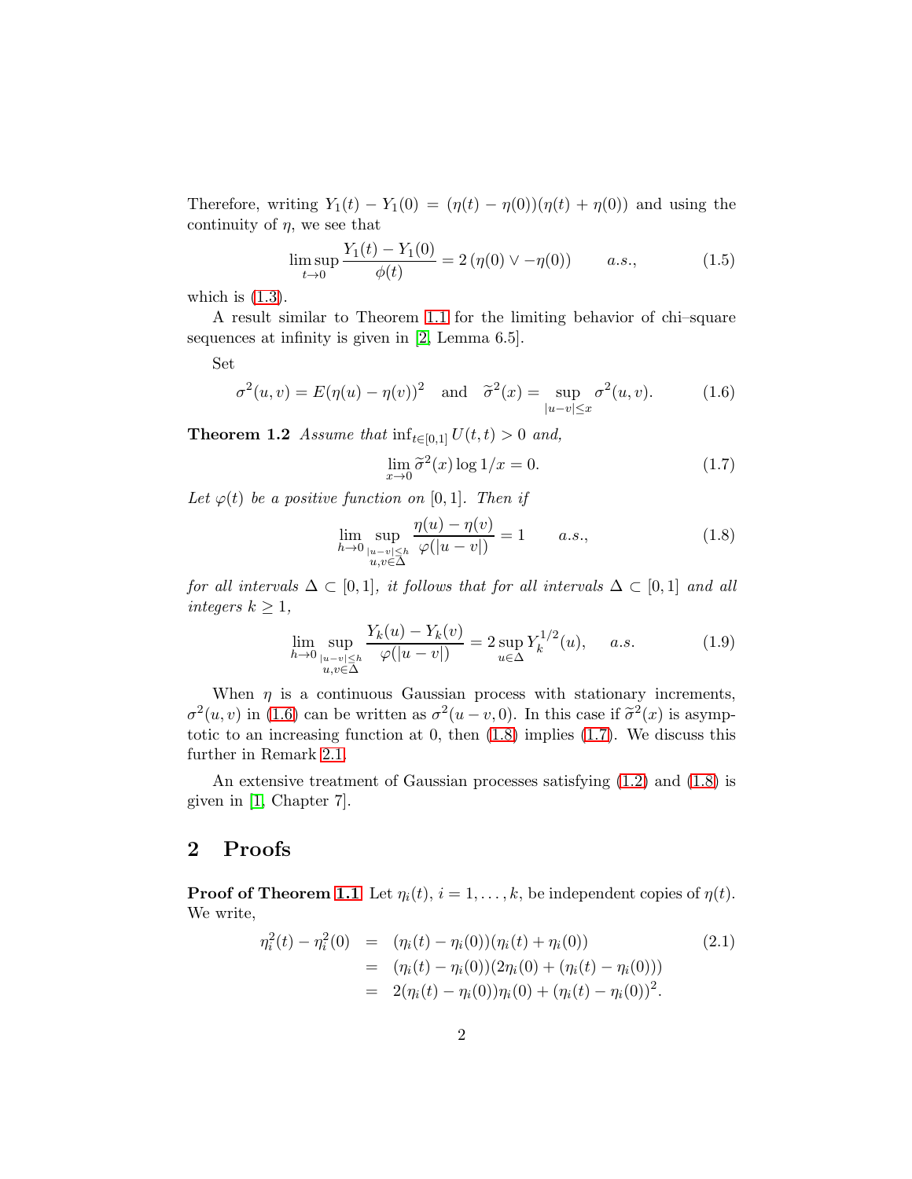Therefore, writing $Y_1(t) - Y_1(0) = (\eta(t) - \eta(0))(\eta(t) + \eta(0))$ and using the continuity of $\eta$, we see that

$$\limsup_{t\to 0} \frac{Y_1(t) - Y_1(0)}{\phi(t)} = 2\,(\eta(0) \vee -\eta(0)) \qquad a.s., \tag{1.5}$$

which is (1.3).

A result similar to Theorem 1.1 for the limiting behavior of chi–square sequences at infinity is given in [2, Lemma 6.5].

Set

$$\sigma^2(u,v) = E(\eta(u) - \eta(v))^2 \quad \text{and} \quad \widetilde{\sigma}^2(x) = \sup_{|u-v|\le x} \sigma^2(u,v). \tag{1.6}$$

**Theorem 1.2** *Assume that* $\inf_{t\in[0,1]} U(t,t) > 0$ *and,*

$$\lim_{x\to 0} \widetilde{\sigma}^2(x) \log 1/x = 0. \tag{1.7}$$

*Let* $\varphi(t)$ *be a positive function on* $[0,1]$*. Then if*

$$\lim_{h\to 0} \sup_{\substack{|u-v|\le h \\ u,v\in\Delta}} \frac{\eta(u) - \eta(v)}{\varphi(|u-v|)} = 1 \qquad a.s., \tag{1.8}$$

*for all intervals* $\Delta \subset [0,1]$*, it follows that for all intervals* $\Delta \subset [0,1]$ *and all integers* $k \ge 1$*,*

$$\lim_{h\to 0} \sup_{\substack{|u-v|\le h \\ u,v\in\Delta}} \frac{Y_k(u) - Y_k(v)}{\varphi(|u-v|)} = 2 \sup_{u\in\Delta} Y_k^{1/2}(u), \qquad a.s. \tag{1.9}$$

When $\eta$ is a continuous Gaussian process with stationary increments, $\sigma^2(u,v)$ in (1.6) can be written as $\sigma^2(u-v,0)$. In this case if $\widetilde{\sigma}^2(x)$ is asymptotic to an increasing function at 0, then (1.8) implies (1.7). We discuss this further in Remark 2.1.

An extensive treatment of Gaussian processes satisfying (1.2) and (1.8) is given in [1, Chapter 7].

## 2 Proofs

**Proof of Theorem 1.1** Let $\eta_i(t)$, $i = 1, \ldots, k$, be independent copies of $\eta(t)$. We write,

$$\begin{aligned}
\eta_i^2(t) - \eta_i^2(0) &= (\eta_i(t) - \eta_i(0))(\eta_i(t) + \eta_i(0)) \\
&= (\eta_i(t) - \eta_i(0))(2\eta_i(0) + (\eta_i(t) - \eta_i(0))) \\
&= 2(\eta_i(t) - \eta_i(0))\eta_i(0) + (\eta_i(t) - \eta_i(0))^2.
\end{aligned} \tag{2.1}$$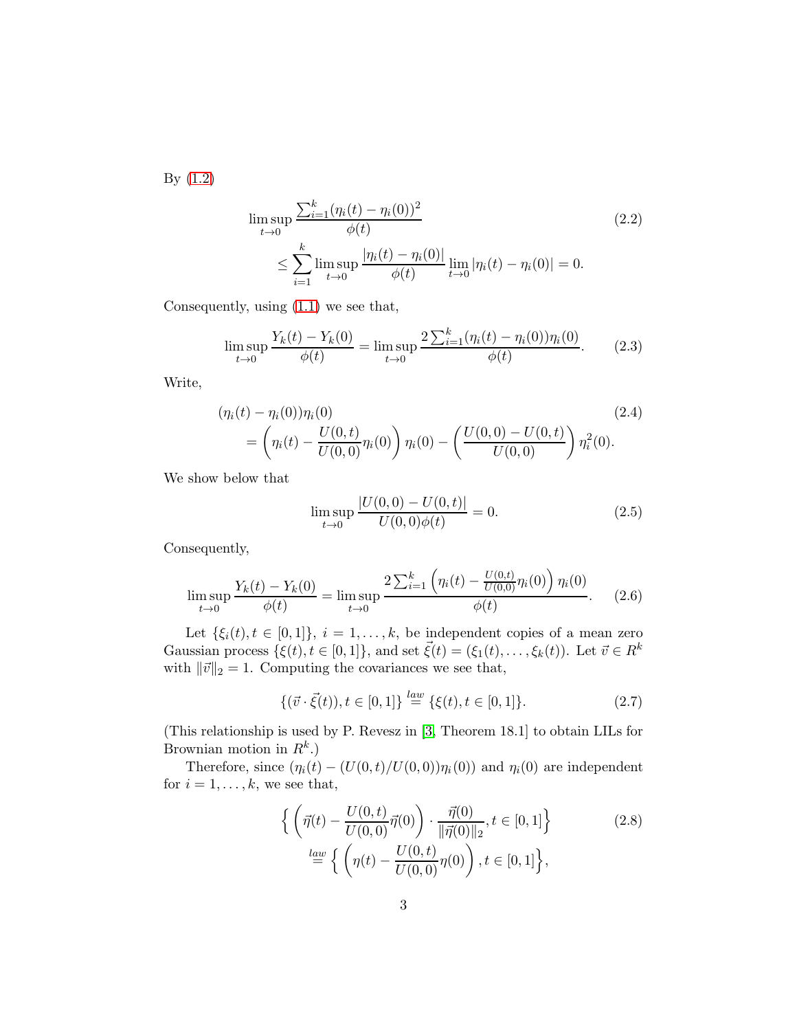By (1.2)

$$
\begin{aligned}
&\limsup_{t\to 0} \frac{\sum_{i=1}^k (\eta_i(t)-\eta_i(0))^2}{\phi(t)} \qquad (2.2)\\
&\qquad \le \sum_{i=1}^k \limsup_{t\to 0} \frac{|\eta_i(t)-\eta_i(0)|}{\phi(t)} \lim_{t\to 0} |\eta_i(t)-\eta_i(0)| = 0.
\end{aligned}
$$

Consequently, using (1.1) we see that,

$$
\limsup_{t\to 0} \frac{Y_k(t)-Y_k(0)}{\phi(t)} = \limsup_{t\to 0} \frac{2\sum_{i=1}^k (\eta_i(t)-\eta_i(0))\eta_i(0)}{\phi(t)}. \qquad (2.3)
$$

Write,

$$
\begin{aligned}
&(\eta_i(t)-\eta_i(0))\eta_i(0) \qquad (2.4)\\
&\qquad = \left(\eta_i(t) - \frac{U(0,t)}{U(0,0)}\eta_i(0)\right)\eta_i(0) - \left(\frac{U(0,0)-U(0,t)}{U(0,0)}\right)\eta_i^2(0).
\end{aligned}
$$

We show below that

$$
\limsup_{t\to 0} \frac{|U(0,0)-U(0,t)|}{U(0,0)\phi(t)} = 0. \qquad (2.5)
$$

Consequently,

$$
\limsup_{t\to 0} \frac{Y_k(t)-Y_k(0)}{\phi(t)} = \limsup_{t\to 0} \frac{2\sum_{i=1}^k \left(\eta_i(t) - \frac{U(0,t)}{U(0,0)}\eta_i(0)\right)\eta_i(0)}{\phi(t)}. \qquad (2.6)
$$

Let $\{\xi_i(t), t\in[0,1]\}$, $i=1,\ldots,k$, be independent copies of a mean zero Gaussian process $\{\xi(t), t\in[0,1]\}$, and set $\vec{\xi}(t) = (\xi_1(t),\ldots,\xi_k(t))$. Let $\vec{v}\in R^k$ with $\|\vec{v}\|_2 = 1$. Computing the covariances we see that,

$$
\{(\vec{v}\cdot\vec{\xi}(t)), t\in[0,1]\} \overset{law}{=} \{\xi(t), t\in[0,1]\}. \qquad (2.7)
$$

(This relationship is used by P. Revesz in [3, Theorem 18.1] to obtain LILs for Brownian motion in $R^k$.)

Therefore, since $(\eta_i(t) - (U(0,t)/U(0,0))\eta_i(0))$ and $\eta_i(0)$ are independent for $i=1,\ldots,k$, we see that,

$$
\begin{aligned}
&\Big\{ \left(\vec{\eta}(t) - \frac{U(0,t)}{U(0,0)}\vec{\eta}(0)\right)\cdot \frac{\vec{\eta}(0)}{\|\vec{\eta}(0)\|_2}, t\in[0,1]\Big\} \qquad (2.8)\\
&\qquad \overset{law}{=} \Big\{ \left(\eta(t) - \frac{U(0,t)}{U(0,0)}\eta(0)\right), t\in[0,1]\Big\},
\end{aligned}
$$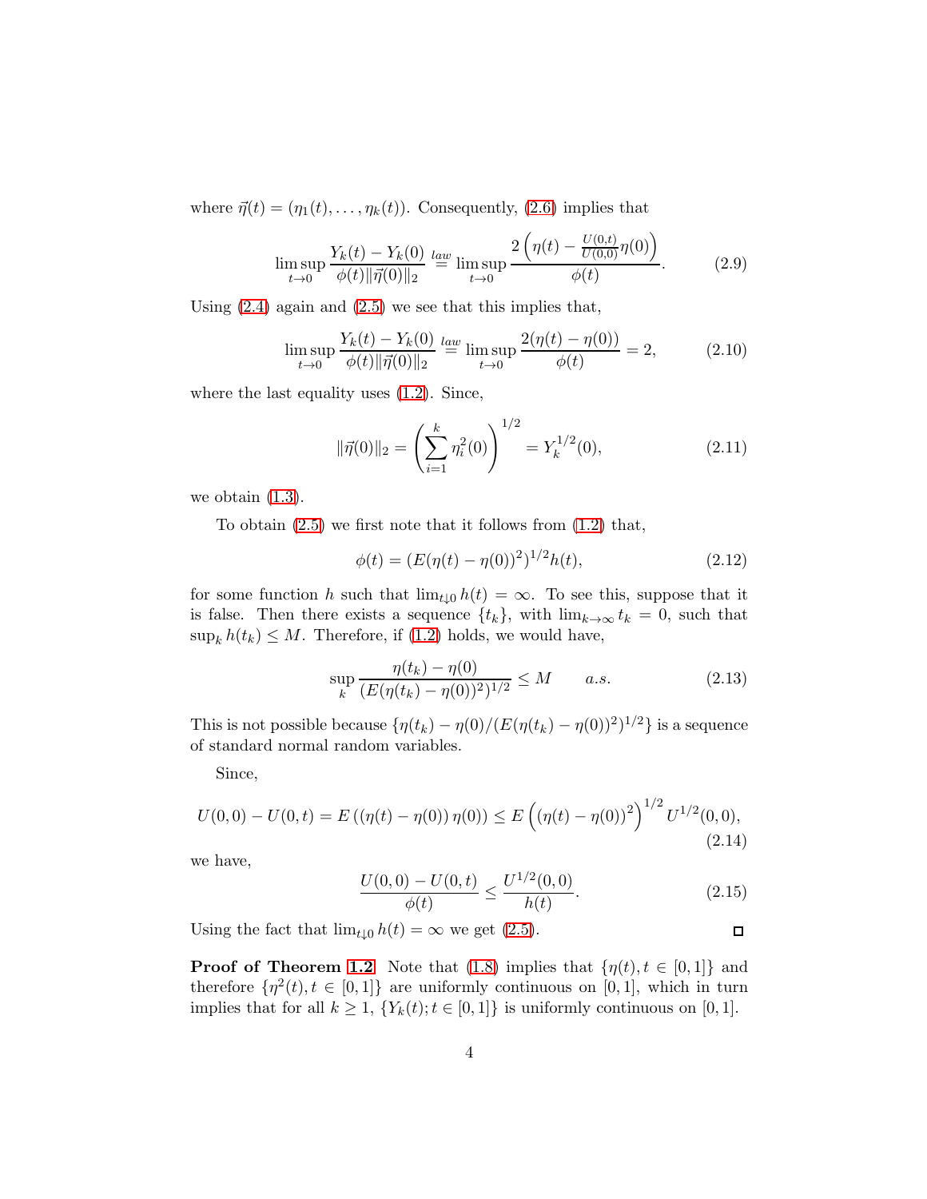where $\vec{\eta}(t) = (\eta_1(t), \ldots, \eta_k(t))$. Consequently, (2.6) implies that

$$\limsup_{t \to 0} \frac{Y_k(t) - Y_k(0)}{\phi(t) \|\vec{\eta}(0)\|_2} \stackrel{law}{=} \limsup_{t \to 0} \frac{2\left(\eta(t) - \frac{U(0,t)}{U(0,0)}\eta(0)\right)}{\phi(t)}. \tag{2.9}$$

Using (2.4) again and (2.5) we see that this implies that,

$$\limsup_{t \to 0} \frac{Y_k(t) - Y_k(0)}{\phi(t) \|\vec{\eta}(0)\|_2} \stackrel{law}{=} \limsup_{t \to 0} \frac{2(\eta(t) - \eta(0))}{\phi(t)} = 2, \tag{2.10}$$

where the last equality uses (1.2). Since,

$$\|\vec{\eta}(0)\|_2 = \left(\sum_{i=1}^{k} \eta_i^2(0)\right)^{1/2} = Y_k^{1/2}(0), \tag{2.11}$$

we obtain (1.3).

To obtain (2.5) we first note that it follows from (1.2) that,

$$\phi(t) = (E(\eta(t) - \eta(0))^2)^{1/2} h(t), \tag{2.12}$$

for some function $h$ such that $\lim_{t \downarrow 0} h(t) = \infty$. To see this, suppose that it is false. Then there exists a sequence $\{t_k\}$, with $\lim_{k \to \infty} t_k = 0$, such that $\sup_k h(t_k) \le M$. Therefore, if (1.2) holds, we would have,

$$\sup_k \frac{\eta(t_k) - \eta(0)}{(E(\eta(t_k) - \eta(0))^2)^{1/2}} \le M \qquad a.s. \tag{2.13}$$

This is not possible because $\{\eta(t_k) - \eta(0)/(E(\eta(t_k) - \eta(0))^2)^{1/2}\}$ is a sequence of standard normal random variables.

Since,

$$U(0,0) - U(0,t) = E\left((\eta(t) - \eta(0))\, \eta(0)\right) \le E\left((\eta(t) - \eta(0))^2\right)^{1/2} U^{1/2}(0,0), \tag{2.14}$$

we have,

$$\frac{U(0,0) - U(0,t)}{\phi(t)} \le \frac{U^{1/2}(0,0)}{h(t)}. \tag{2.15}$$

Using the fact that $\lim_{t \downarrow 0} h(t) = \infty$ we get (2.5). ◻

**Proof of Theorem 1.2** Note that (1.8) implies that $\{\eta(t), t \in [0,1]\}$ and therefore $\{\eta^2(t), t \in [0,1]\}$ are uniformly continuous on $[0,1]$, which in turn implies that for all $k \ge 1$, $\{Y_k(t); t \in [0,1]\}$ is uniformly continuous on $[0,1]$.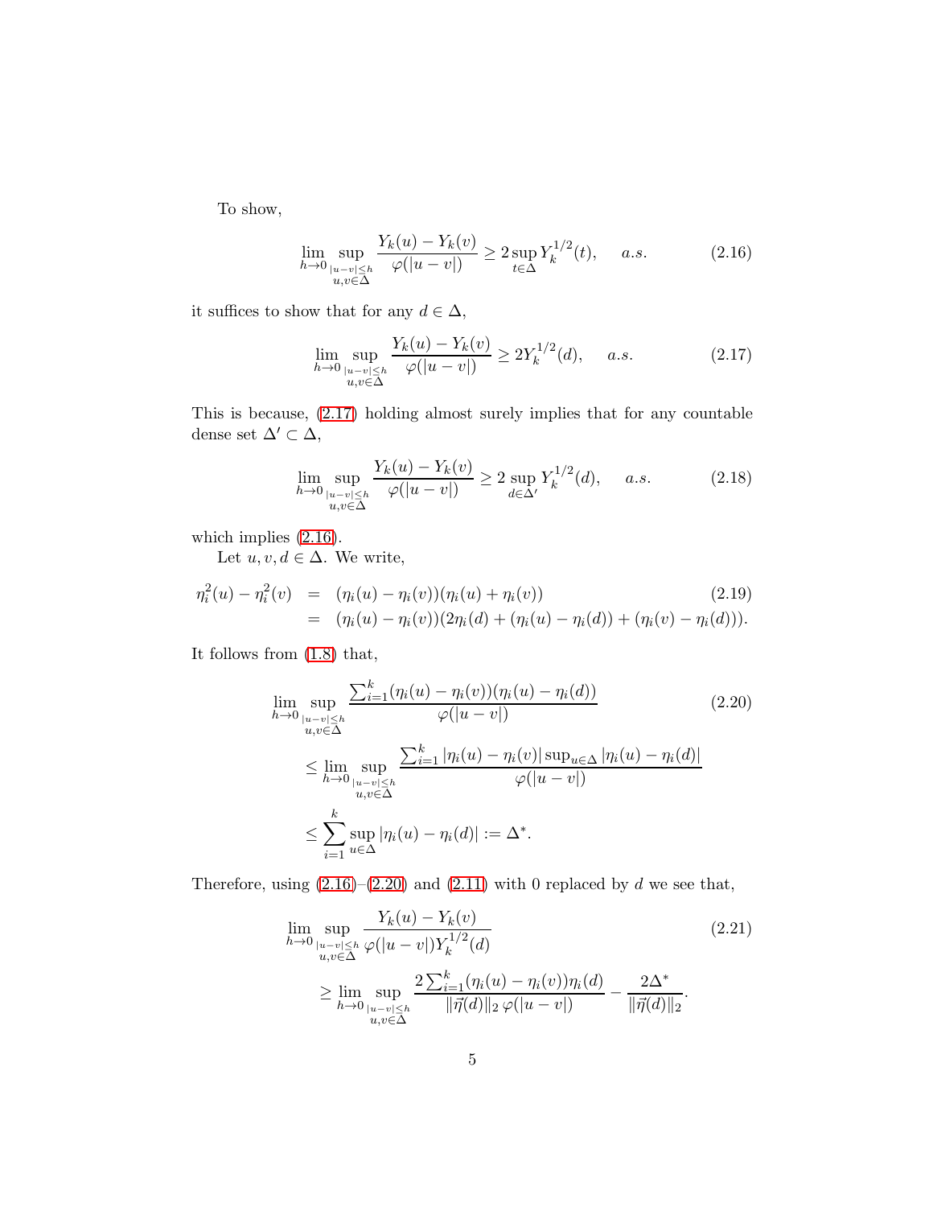To show,

$$\lim_{h\to 0} \sup_{\substack{|u-v|\le h\\ u,v\in\Delta}} \frac{Y_k(u)-Y_k(v)}{\varphi(|u-v|)} \ge 2\sup_{t\in\Delta} Y_k^{1/2}(t), \qquad a.s. \tag{2.16}$$

it suffices to show that for any $d\in\Delta$,

$$\lim_{h\to 0} \sup_{\substack{|u-v|\le h\\ u,v\in\Delta}} \frac{Y_k(u)-Y_k(v)}{\varphi(|u-v|)} \ge 2Y_k^{1/2}(d), \qquad a.s. \tag{2.17}$$

This is because, (2.17) holding almost surely implies that for any countable dense set $\Delta'\subset\Delta$,

$$\lim_{h\to 0} \sup_{\substack{|u-v|\le h\\ u,v\in\Delta}} \frac{Y_k(u)-Y_k(v)}{\varphi(|u-v|)} \ge 2\sup_{d\in\Delta'} Y_k^{1/2}(d), \qquad a.s. \tag{2.18}$$

which implies (2.16).

Let $u,v,d\in\Delta$. We write,

$$\begin{aligned}
\eta_i^2(u)-\eta_i^2(v) &= (\eta_i(u)-\eta_i(v))(\eta_i(u)+\eta_i(v)) \qquad (2.19)\\
&= (\eta_i(u)-\eta_i(v))(2\eta_i(d)+(\eta_i(u)-\eta_i(d))+(\eta_i(v)-\eta_i(d))).
\end{aligned}$$

It follows from (1.8) that,

$$\begin{aligned}
&\lim_{h\to 0} \sup_{\substack{|u-v|\le h\\ u,v\in\Delta}} \frac{\sum_{i=1}^k(\eta_i(u)-\eta_i(v))(\eta_i(u)-\eta_i(d))}{\varphi(|u-v|)} \qquad (2.20)\\
&\quad\le \lim_{h\to 0} \sup_{\substack{|u-v|\le h\\ u,v\in\Delta}} \frac{\sum_{i=1}^k|\eta_i(u)-\eta_i(v)|\sup_{u\in\Delta}|\eta_i(u)-\eta_i(d)|}{\varphi(|u-v|)}\\
&\quad\le \sum_{i=1}^k \sup_{u\in\Delta}|\eta_i(u)-\eta_i(d)| := \Delta^*.
\end{aligned}$$

Therefore, using (2.16)–(2.20) and (2.11) with 0 replaced by $d$ we see that,

$$\begin{aligned}
&\lim_{h\to 0} \sup_{\substack{|u-v|\le h\\ u,v\in\Delta}} \frac{Y_k(u)-Y_k(v)}{\varphi(|u-v|)Y_k^{1/2}(d)} \qquad (2.21)\\
&\quad\ge \lim_{h\to 0} \sup_{\substack{|u-v|\le h\\ u,v\in\Delta}} \frac{2\sum_{i=1}^k(\eta_i(u)-\eta_i(v))\eta_i(d)}{\|\vec\eta(d)\|_2\,\varphi(|u-v|)} - \frac{2\Delta^*}{\|\vec\eta(d)\|_2}.
\end{aligned}$$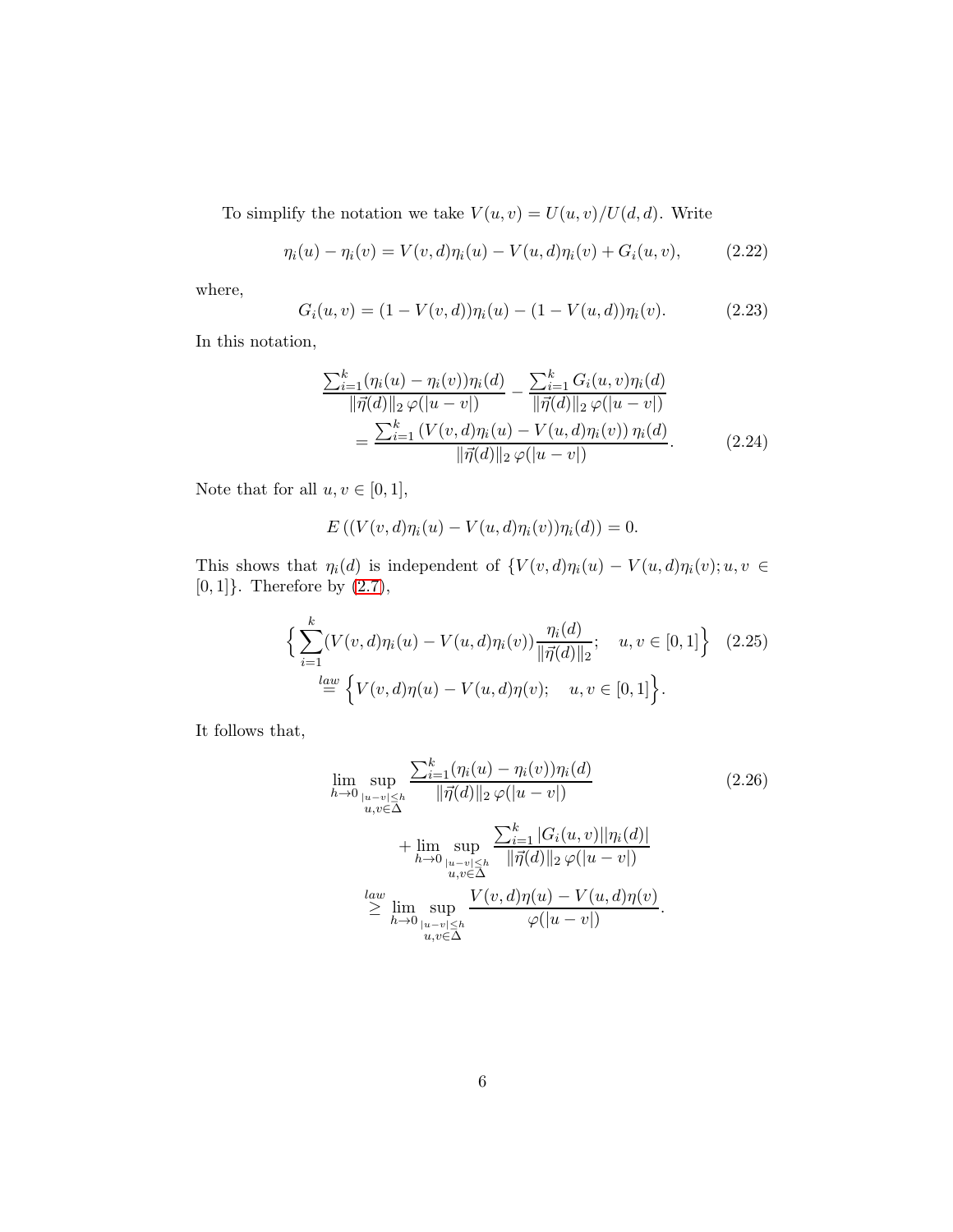To simplify the notation we take $V(u,v) = U(u,v)/U(d,d)$. Write

$$\eta_i(u) - \eta_i(v) = V(v,d)\eta_i(u) - V(u,d)\eta_i(v) + G_i(u,v), \tag{2.22}$$

where,

$$G_i(u,v) = (1 - V(v,d))\eta_i(u) - (1 - V(u,d))\eta_i(v). \tag{2.23}$$

In this notation,

$$\begin{aligned} &\frac{\sum_{i=1}^k (\eta_i(u) - \eta_i(v))\eta_i(d)}{\|\vec{\eta}(d)\|_2 \, \varphi(|u-v|)} - \frac{\sum_{i=1}^k G_i(u,v)\eta_i(d)}{\|\vec{\eta}(d)\|_2 \, \varphi(|u-v|)} \\ &\qquad = \frac{\sum_{i=1}^k \left(V(v,d)\eta_i(u) - V(u,d)\eta_i(v)\right)\eta_i(d)}{\|\vec{\eta}(d)\|_2 \, \varphi(|u-v|)}. \end{aligned} \tag{2.24}$$

Note that for all $u, v \in [0,1]$,

$$E\left((V(v,d)\eta_i(u) - V(u,d)\eta_i(v))\eta_i(d)\right) = 0.$$

This shows that $\eta_i(d)$ is independent of $\{V(v,d)\eta_i(u) - V(u,d)\eta_i(v); u, v \in [0,1]\}$. Therefore by (2.7),

$$\begin{aligned} &\Big\{ \sum_{i=1}^k (V(v,d)\eta_i(u) - V(u,d)\eta_i(v)) \frac{\eta_i(d)}{\|\vec{\eta}(d)\|_2}; \quad u, v \in [0,1] \Big\} \\ &\qquad \stackrel{law}{=} \Big\{ V(v,d)\eta(u) - V(u,d)\eta(v); \quad u, v \in [0,1] \Big\}. \end{aligned} \tag{2.25}$$

It follows that,

$$\begin{aligned} &\lim_{h \to 0} \sup_{\substack{|u-v| \le h \\ u,v \in \Delta}} \frac{\sum_{i=1}^k (\eta_i(u) - \eta_i(v))\eta_i(d)}{\|\vec{\eta}(d)\|_2 \, \varphi(|u-v|)} \\ &\qquad + \lim_{h \to 0} \sup_{\substack{|u-v| \le h \\ u,v \in \Delta}} \frac{\sum_{i=1}^k |G_i(u,v)||\eta_i(d)|}{\|\vec{\eta}(d)\|_2 \, \varphi(|u-v|)} \\ &\qquad \stackrel{law}{\ge} \lim_{h \to 0} \sup_{\substack{|u-v| \le h \\ u,v \in \Delta}} \frac{V(v,d)\eta(u) - V(u,d)\eta(v)}{\varphi(|u-v|)}. \end{aligned} \tag{2.26}$$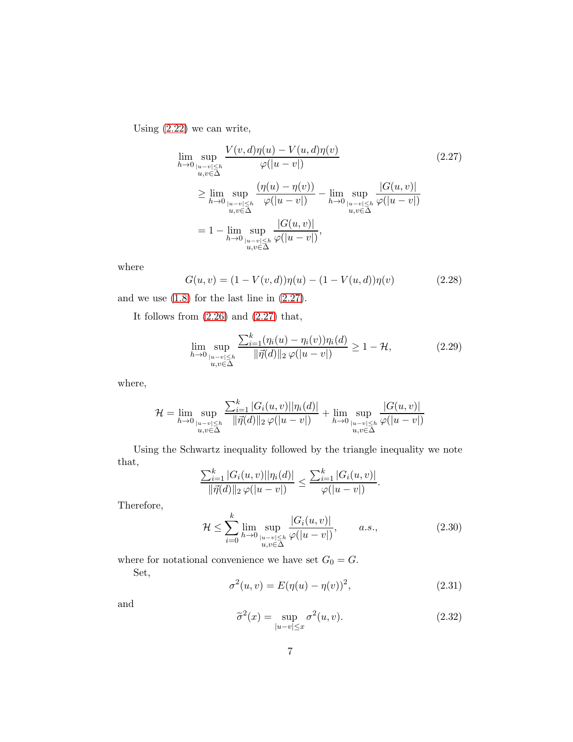Using (2.22) we can write,

$$\lim_{h\to 0} \sup_{\substack{|u-v|\le h\\ u,v\in\Delta}} \frac{V(v,d)\eta(u)-V(u,d)\eta(v)}{\varphi(|u-v|)} \tag{2.27}$$

$$\ge \lim_{h\to 0} \sup_{\substack{|u-v|\le h\\ u,v\in\Delta}} \frac{(\eta(u)-\eta(v))}{\varphi(|u-v|)} - \lim_{h\to 0} \sup_{\substack{|u-v|\le h\\ u,v\in\Delta}} \frac{|G(u,v)|}{\varphi(|u-v|)}$$

$$= 1 - \lim_{h\to 0} \sup_{\substack{|u-v|\le h\\ u,v\in\Delta}} \frac{|G(u,v)|}{\varphi(|u-v|)},$$

where

$$G(u,v) = (1-V(v,d))\eta(u) - (1-V(u,d))\eta(v) \tag{2.28}$$

and we use (1.8) for the last line in (2.27).

It follows from (2.26) and (2.27) that,

$$\lim_{h\to 0} \sup_{\substack{|u-v|\le h\\ u,v\in\Delta}} \frac{\sum_{i=1}^k (\eta_i(u)-\eta_i(v))\eta_i(d)}{\|\vec\eta(d)\|_2\,\varphi(|u-v|)} \ge 1-\mathcal{H}, \tag{2.29}$$

where,

$$\mathcal{H} = \lim_{h\to 0} \sup_{\substack{|u-v|\le h\\ u,v\in\Delta}} \frac{\sum_{i=1}^k |G_i(u,v)||\eta_i(d)|}{\|\vec\eta(d)\|_2\,\varphi(|u-v|)} + \lim_{h\to 0} \sup_{\substack{|u-v|\le h\\ u,v\in\Delta}} \frac{|G(u,v)|}{\varphi(|u-v|)}$$

Using the Schwartz inequality followed by the triangle inequality we note that,

$$\frac{\sum_{i=1}^k |G_i(u,v)||\eta_i(d)|}{\|\vec\eta(d)\|_2\,\varphi(|u-v|)} \le \frac{\sum_{i=1}^k |G_i(u,v)|}{\varphi(|u-v|)}.$$

Therefore,

$$\mathcal{H} \le \sum_{i=0}^k \lim_{h\to 0} \sup_{\substack{|u-v|\le h\\ u,v\in\Delta}} \frac{|G_i(u,v)|}{\varphi(|u-v|)}, \qquad a.s., \tag{2.30}$$

where for notational convenience we have set $G_0 = G$.

Set,

$$\sigma^2(u,v) = E(\eta(u)-\eta(v))^2, \tag{2.31}$$

and

$$\widetilde\sigma^2(x) = \sup_{|u-v|\le x} \sigma^2(u,v). \tag{2.32}$$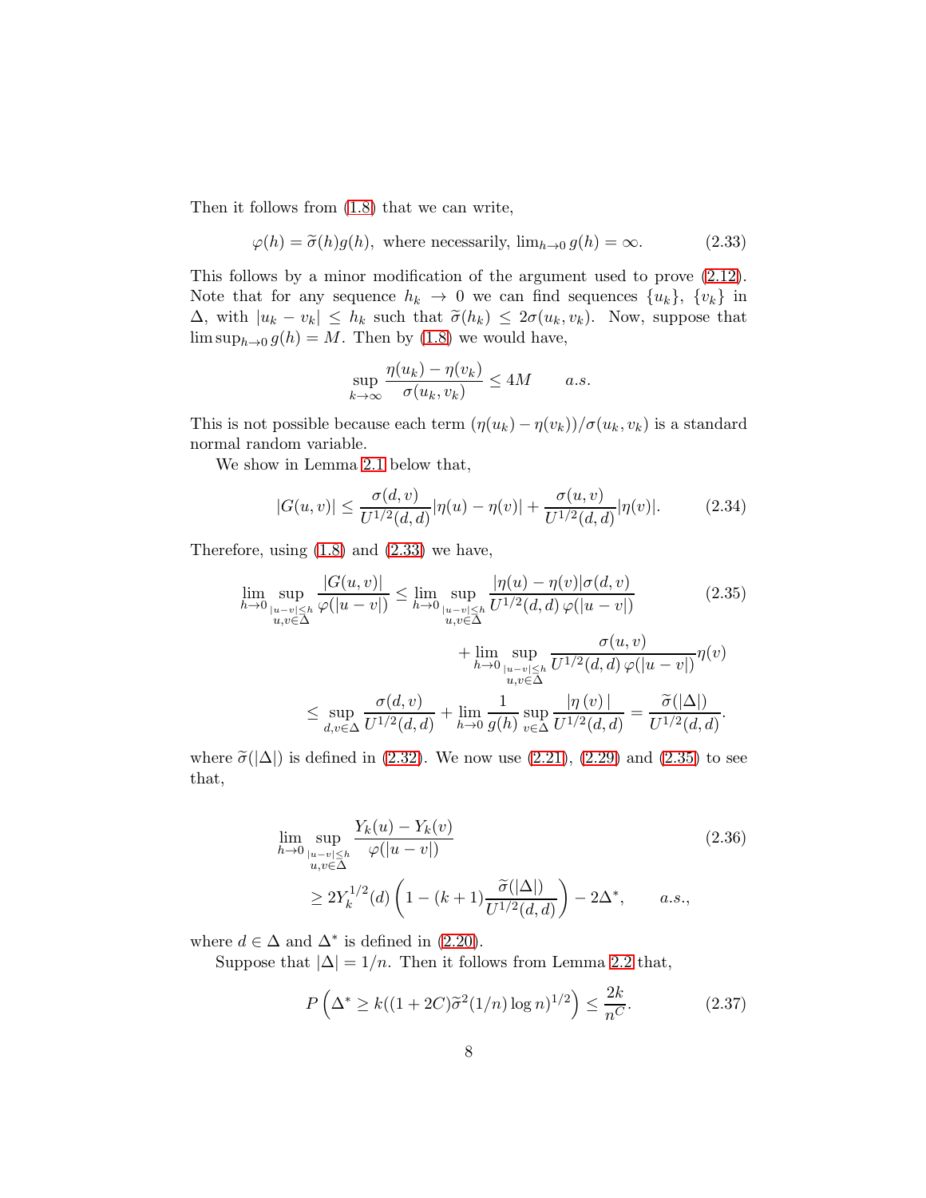Then it follows from (1.8) that we can write,

$$\varphi(h) = \widetilde{\sigma}(h) g(h), \text{ where necessarily, } \lim_{h\to 0} g(h) = \infty. \tag{2.33}$$

This follows by a minor modification of the argument used to prove (2.12). Note that for any sequence $h_k \to 0$ we can find sequences $\{u_k\}$, $\{v_k\}$ in $\Delta$, with $|u_k - v_k| \leq h_k$ such that $\widetilde{\sigma}(h_k) \leq 2\sigma(u_k, v_k)$. Now, suppose that $\limsup_{h\to 0} g(h) = M$. Then by (1.8) we would have,

$$\sup_{k\to\infty} \frac{\eta(u_k) - \eta(v_k)}{\sigma(u_k, v_k)} \leq 4M \qquad a.s.$$

This is not possible because each term $(\eta(u_k) - \eta(v_k))/\sigma(u_k, v_k)$ is a standard normal random variable.

We show in Lemma 2.1 below that,

$$|G(u,v)| \leq \frac{\sigma(d,v)}{U^{1/2}(d,d)}|\eta(u) - \eta(v)| + \frac{\sigma(u,v)}{U^{1/2}(d,d)}|\eta(v)|. \tag{2.34}$$

Therefore, using (1.8) and (2.33) we have,

$$\begin{aligned}
\lim_{h\to 0} \sup_{\substack{|u-v|\leq h \\ u,v\in\Delta}} \frac{|G(u,v)|}{\varphi(|u-v|)} &\leq \lim_{h\to 0} \sup_{\substack{|u-v|\leq h \\ u,v\in\Delta}} \frac{|\eta(u) - \eta(v)|\sigma(d,v)}{U^{1/2}(d,d)\,\varphi(|u-v|)} \\
&\qquad + \lim_{h\to 0} \sup_{\substack{|u-v|\leq h \\ u,v\in\Delta}} \frac{\sigma(u,v)}{U^{1/2}(d,d)\,\varphi(|u-v|)}\eta(v) \\
&\leq \sup_{d,v\in\Delta} \frac{\sigma(d,v)}{U^{1/2}(d,d)} + \lim_{h\to 0} \frac{1}{g(h)} \sup_{v\in\Delta} \frac{|\eta(v)|}{U^{1/2}(d,d)} = \frac{\widetilde{\sigma}(|\Delta|)}{U^{1/2}(d,d)}.
\end{aligned} \tag{2.35}$$

where $\widetilde{\sigma}(|\Delta|)$ is defined in (2.32). We now use (2.21), (2.29) and (2.35) to see that,

$$\begin{aligned}
&\lim_{h\to 0} \sup_{\substack{|u-v|\leq h \\ u,v\in\Delta}} \frac{Y_k(u) - Y_k(v)}{\varphi(|u-v|)} \\
&\qquad \geq 2Y_k^{1/2}(d)\left(1 - (k+1)\frac{\widetilde{\sigma}(|\Delta|)}{U^{1/2}(d,d)}\right) - 2\Delta^*, \qquad a.s.,
\end{aligned} \tag{2.36}$$

where $d \in \Delta$ and $\Delta^*$ is defined in (2.20).

Suppose that $|\Delta| = 1/n$. Then it follows from Lemma 2.2 that,

$$P\left(\Delta^* \geq k((1+2C)\widetilde{\sigma}^2(1/n)\log n)^{1/2}\right) \leq \frac{2k}{n^C}. \tag{2.37}$$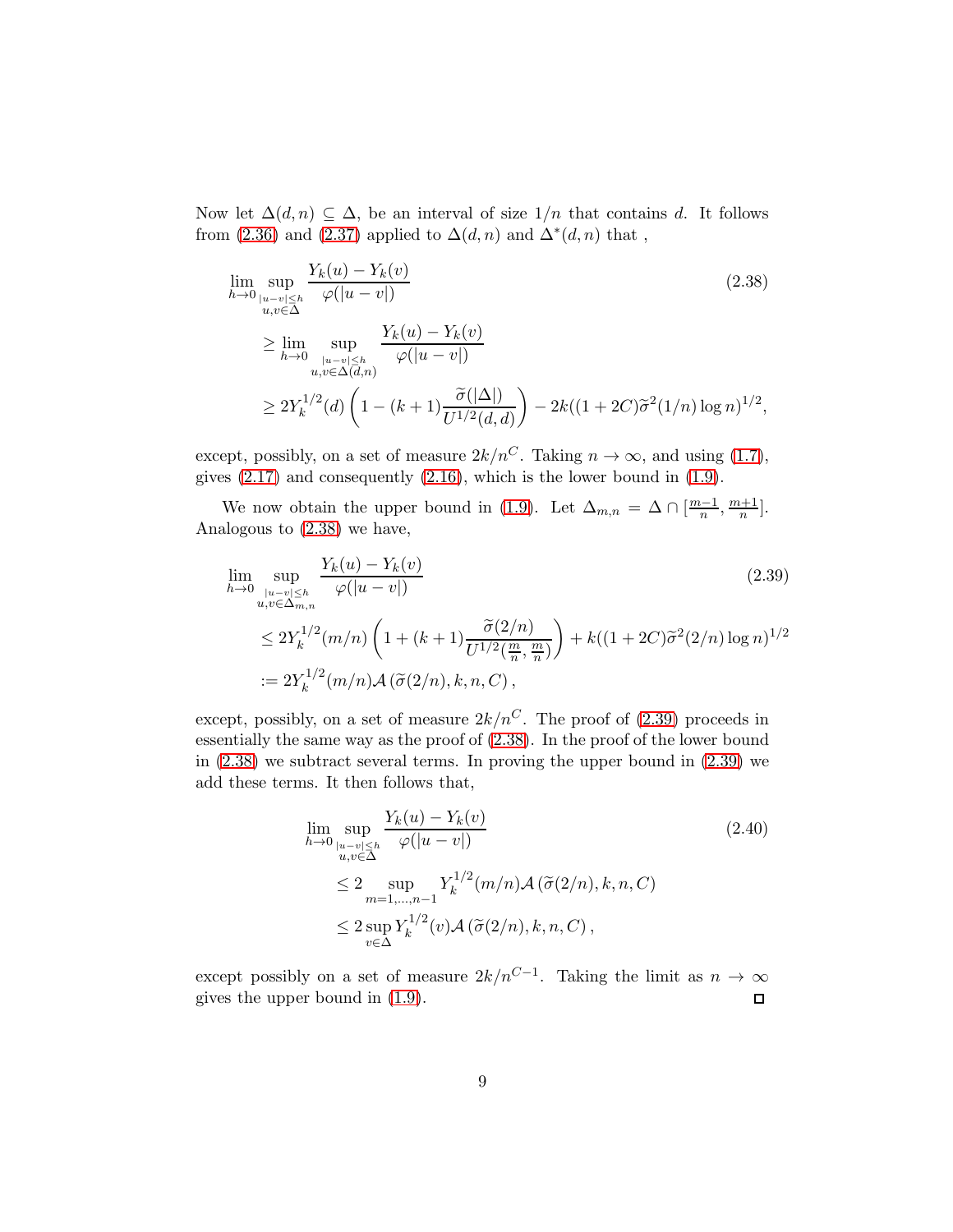Now let $\Delta(d,n) \subseteq \Delta$, be an interval of size $1/n$ that contains $d$. It follows from (2.36) and (2.37) applied to $\Delta(d,n)$ and $\Delta^*(d,n)$ that ,

$$
\begin{aligned}
&\lim_{h\to 0} \sup_{\substack{|u-v|\le h\\ u,v\in\Delta}} \frac{Y_k(u)-Y_k(v)}{\varphi(|u-v|)} \qquad\qquad (2.38)\\
&\quad\ge \lim_{h\to 0} \sup_{\substack{|u-v|\le h\\ u,v\in\Delta(d,n)}} \frac{Y_k(u)-Y_k(v)}{\varphi(|u-v|)}\\
&\quad\ge 2Y_k^{1/2}(d)\left(1-(k+1)\frac{\widetilde{\sigma}(|\Delta|)}{U^{1/2}(d,d)}\right) - 2k((1+2C)\widetilde{\sigma}^2(1/n)\log n)^{1/2},
\end{aligned}
$$

except, possibly, on a set of measure $2k/n^C$. Taking $n\to\infty$, and using (1.7), gives (2.17) and consequently (2.16), which is the lower bound in (1.9).

We now obtain the upper bound in (1.9). Let $\Delta_{m,n} = \Delta \cap [\frac{m-1}{n}, \frac{m+1}{n}]$. Analogous to (2.38) we have,

$$
\begin{aligned}
&\lim_{h\to 0} \sup_{\substack{|u-v|\le h\\ u,v\in\Delta_{m,n}}} \frac{Y_k(u)-Y_k(v)}{\varphi(|u-v|)} \qquad\qquad (2.39)\\
&\quad\le 2Y_k^{1/2}(m/n)\left(1+(k+1)\frac{\widetilde{\sigma}(2/n)}{U^{1/2}(\frac{m}{n},\frac{m}{n})}\right) + k((1+2C)\widetilde{\sigma}^2(2/n)\log n)^{1/2}\\
&\quad:= 2Y_k^{1/2}(m/n)\mathcal{A}\left(\widetilde{\sigma}(2/n),k,n,C\right),
\end{aligned}
$$

except, possibly, on a set of measure $2k/n^C$. The proof of (2.39) proceeds in essentially the same way as the proof of (2.38). In the proof of the lower bound in (2.38) we subtract several terms. In proving the upper bound in (2.39) we add these terms. It then follows that,

$$
\begin{aligned}
&\lim_{h\to 0} \sup_{\substack{|u-v|\le h\\ u,v\in\Delta}} \frac{Y_k(u)-Y_k(v)}{\varphi(|u-v|)} \qquad\qquad (2.40)\\
&\quad\le 2 \sup_{m=1,\dots,n-1} Y_k^{1/2}(m/n)\mathcal{A}\left(\widetilde{\sigma}(2/n),k,n,C\right)\\
&\quad\le 2 \sup_{v\in\Delta} Y_k^{1/2}(v)\mathcal{A}\left(\widetilde{\sigma}(2/n),k,n,C\right),
\end{aligned}
$$

except possibly on a set of measure $2k/n^{C-1}$. Taking the limit as $n\to\infty$ gives the upper bound in (1.9). ∎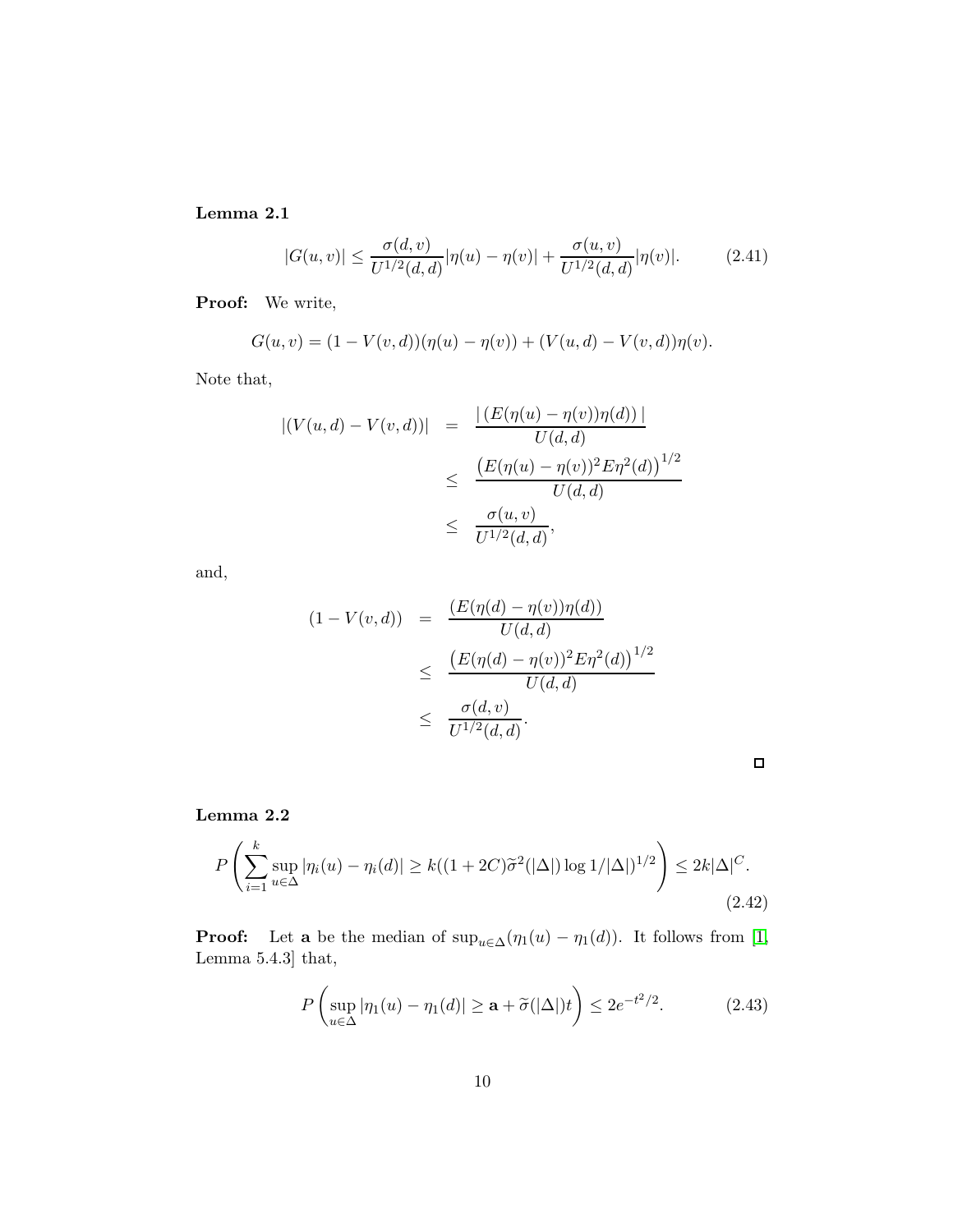**Lemma 2.1**

$$|G(u,v)| \le \frac{\sigma(d,v)}{U^{1/2}(d,d)}|\eta(u)-\eta(v)| + \frac{\sigma(u,v)}{U^{1/2}(d,d)}|\eta(v)|. \tag{2.41}$$

**Proof:** We write,

$$G(u,v) = (1-V(v,d))(\eta(u)-\eta(v)) + (V(u,d)-V(v,d))\eta(v).$$

Note that,

$$\begin{aligned}
|(V(u,d)-V(v,d))| &= \frac{|\,(E(\eta(u)-\eta(v))\eta(d))\,|}{U(d,d)} \\
&\le \frac{\left(E(\eta(u)-\eta(v))^2 E\eta^2(d)\right)^{1/2}}{U(d,d)} \\
&\le \frac{\sigma(u,v)}{U^{1/2}(d,d)},
\end{aligned}$$

and,

$$\begin{aligned}
(1-V(v,d)) &= \frac{(E(\eta(d)-\eta(v))\eta(d))}{U(d,d)} \\
&\le \frac{\left(E(\eta(d)-\eta(v))^2 E\eta^2(d)\right)^{1/2}}{U(d,d)} \\
&\le \frac{\sigma(d,v)}{U^{1/2}(d,d)}.
\end{aligned}$$

□

**Lemma 2.2**

$$P\left(\sum_{i=1}^{k}\sup_{u\in\Delta}|\eta_i(u)-\eta_i(d)| \ge k((1+2C)\widetilde{\sigma}^2(|\Delta|)\log 1/|\Delta|)^{1/2}\right) \le 2k|\Delta|^C. \tag{2.42}$$

**Proof:** Let $\mathbf{a}$ be the median of $\sup_{u\in\Delta}(\eta_1(u)-\eta_1(d))$. It follows from [1, Lemma 5.4.3] that,

$$P\left(\sup_{u\in\Delta}|\eta_1(u)-\eta_1(d)| \ge \mathbf{a} + \widetilde{\sigma}(|\Delta|)t\right) \le 2e^{-t^2/2}. \tag{2.43}$$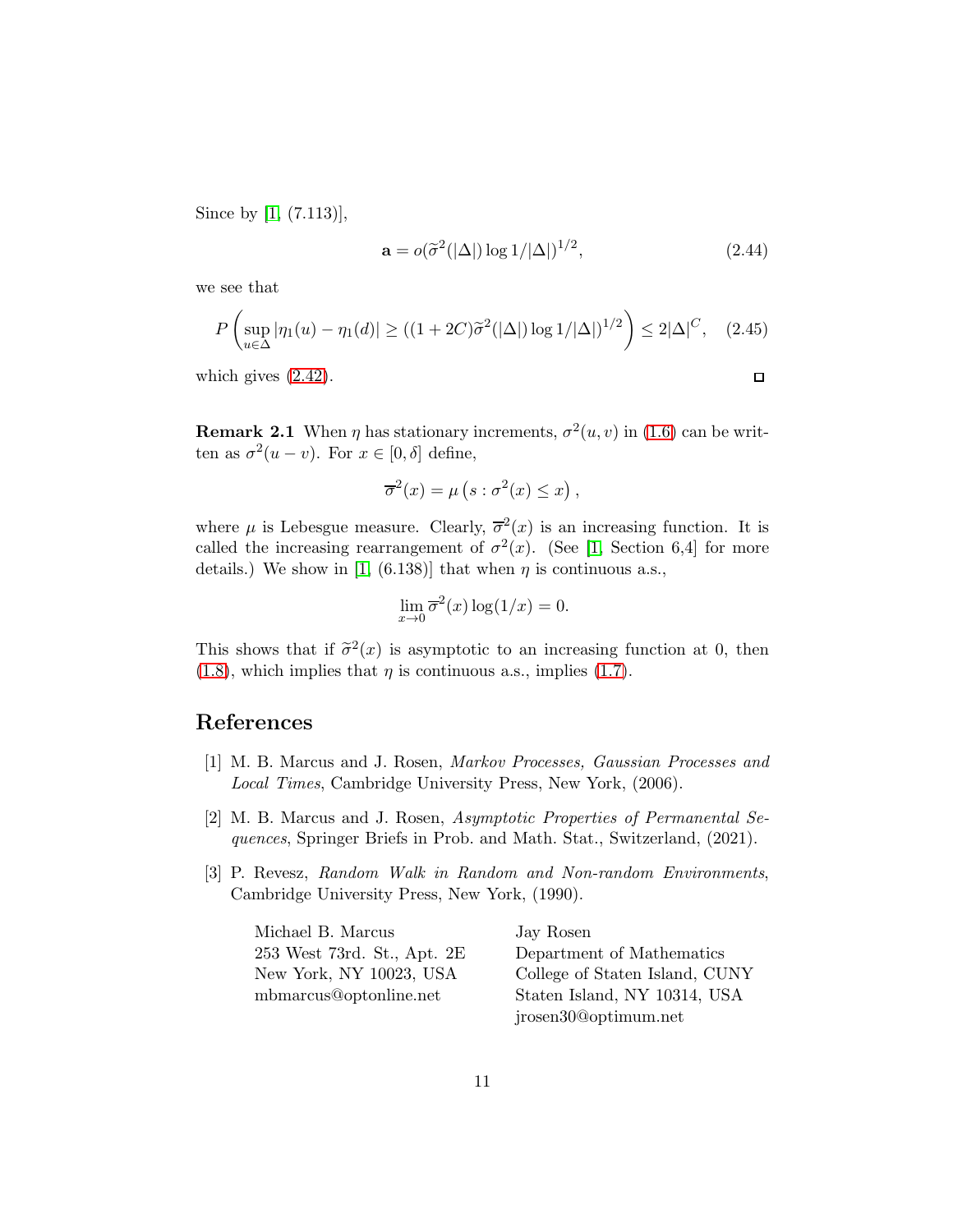Since by [1, (7.113)],

$$\mathbf{a} = o(\widetilde{\sigma}^2(|\Delta|) \log 1/|\Delta|)^{1/2}, \tag{2.44}$$

we see that

$$P\left(\sup_{u\in\Delta} |\eta_1(u) - \eta_1(d)| \geq ((1+2C)\widetilde{\sigma}^2(|\Delta|) \log 1/|\Delta|)^{1/2}\right) \leq 2|\Delta|^C, \tag{2.45}$$

which gives (2.42). $\square$

**Remark 2.1** When $\eta$ has stationary increments, $\sigma^2(u, v)$ in (1.6) can be written as $\sigma^2(u - v)$. For $x \in [0, \delta]$ define,

$$\overline{\sigma}^2(x) = \mu\left(s : \sigma^2(x) \leq x\right),$$

where $\mu$ is Lebesgue measure. Clearly, $\overline{\sigma}^2(x)$ is an increasing function. It is called the increasing rearrangement of $\sigma^2(x)$. (See [1, Section 6,4] for more details.) We show in [1, (6.138)] that when $\eta$ is continuous a.s.,

$$\lim_{x\to 0} \overline{\sigma}^2(x) \log(1/x) = 0.$$

This shows that if $\widetilde{\sigma}^2(x)$ is asymptotic to an increasing function at 0, then (1.8), which implies that $\eta$ is continuous a.s., implies (1.7).

## References

[1] M. B. Marcus and J. Rosen, *Markov Processes, Gaussian Processes and Local Times*, Cambridge University Press, New York, (2006).

[2] M. B. Marcus and J. Rosen, *Asymptotic Properties of Permanental Sequences*, Springer Briefs in Prob. and Math. Stat., Switzerland, (2021).

[3] P. Revesz, *Random Walk in Random and Non-random Environments*, Cambridge University Press, New York, (1990).

Michael B. Marcus
253 West 73rd. St., Apt. 2E
New York, NY 10023, USA
mbmarcus@optonline.net

Jay Rosen
Department of Mathematics
College of Staten Island, CUNY
Staten Island, NY 10314, USA
jrosen30@optimum.net